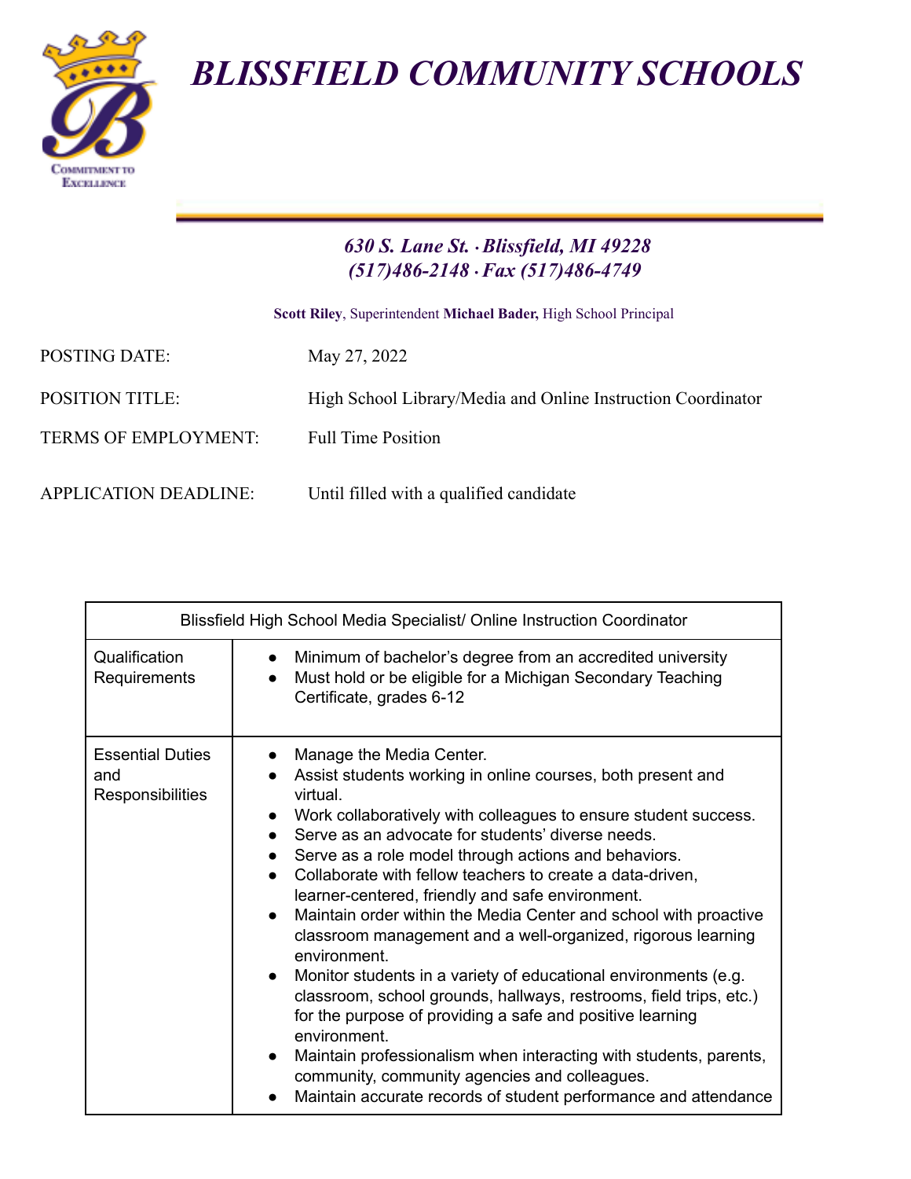# BLISSFIELD COMMUNITY SCHOOLS

*630 S. Lane St. · Blissfield, MI 49228*
*(517)486-2148 · Fax (517)486-4749*

**Scott Riley**, Superintendent **Michael Bader,** High School Principal

| | |
|---|---|
| POSTING DATE: | May 27, 2022 |
| POSITION TITLE: | High School Library/Media and Online Instruction Coordinator |
| TERMS OF EMPLOYMENT: | Full Time Position |
| APPLICATION DEADLINE: | Until filled with a qualified candidate |

| Blissfield High School Media Specialist/ Online Instruction Coordinator | |
|---|---|
| Qualification Requirements | • Minimum of bachelor's degree from an accredited university<br>• Must hold or be eligible for a Michigan Secondary Teaching Certificate, grades 6-12 |
| Essential Duties and Responsibilities | • Manage the Media Center.<br>• Assist students working in online courses, both present and virtual.<br>• Work collaboratively with colleagues to ensure student success.<br>• Serve as an advocate for students' diverse needs.<br>• Serve as a role model through actions and behaviors.<br>• Collaborate with fellow teachers to create a data-driven, learner-centered, friendly and safe environment.<br>• Maintain order within the Media Center and school with proactive classroom management and a well-organized, rigorous learning environment.<br>• Monitor students in a variety of educational environments (e.g. classroom, school grounds, hallways, restrooms, field trips, etc.) for the purpose of providing a safe and positive learning environment.<br>• Maintain professionalism when interacting with students, parents, community, community agencies and colleagues.<br>• Maintain accurate records of student performance and attendance |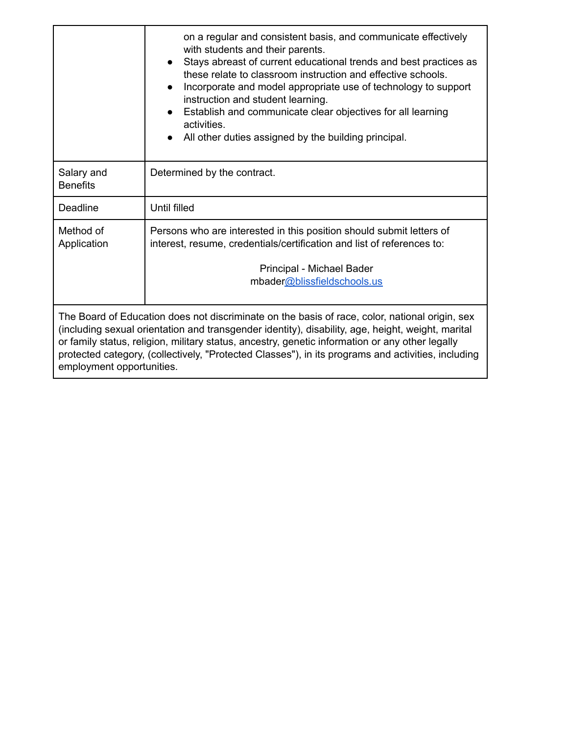| | |
|---|---|
| | on a regular and consistent basis, and communicate effectively with students and their parents.<br>● Stays abreast of current educational trends and best practices as these relate to classroom instruction and effective schools.<br>● Incorporate and model appropriate use of technology to support instruction and student learning.<br>● Establish and communicate clear objectives for all learning activities.<br>● All other duties assigned by the building principal. |
| Salary and Benefits | Determined by the contract. |
| Deadline | Until filled |
| Method of Application | Persons who are interested in this position should submit letters of interest, resume, credentials/certification and list of references to:<br><br>Principal - Michael Bader<br>mbader@blissfieldschools.us |
| The Board of Education does not discriminate on the basis of race, color, national origin, sex (including sexual orientation and transgender identity), disability, age, height, weight, marital or family status, religion, military status, ancestry, genetic information or any other legally protected category, (collectively, "Protected Classes"), in its programs and activities, including employment opportunities. | |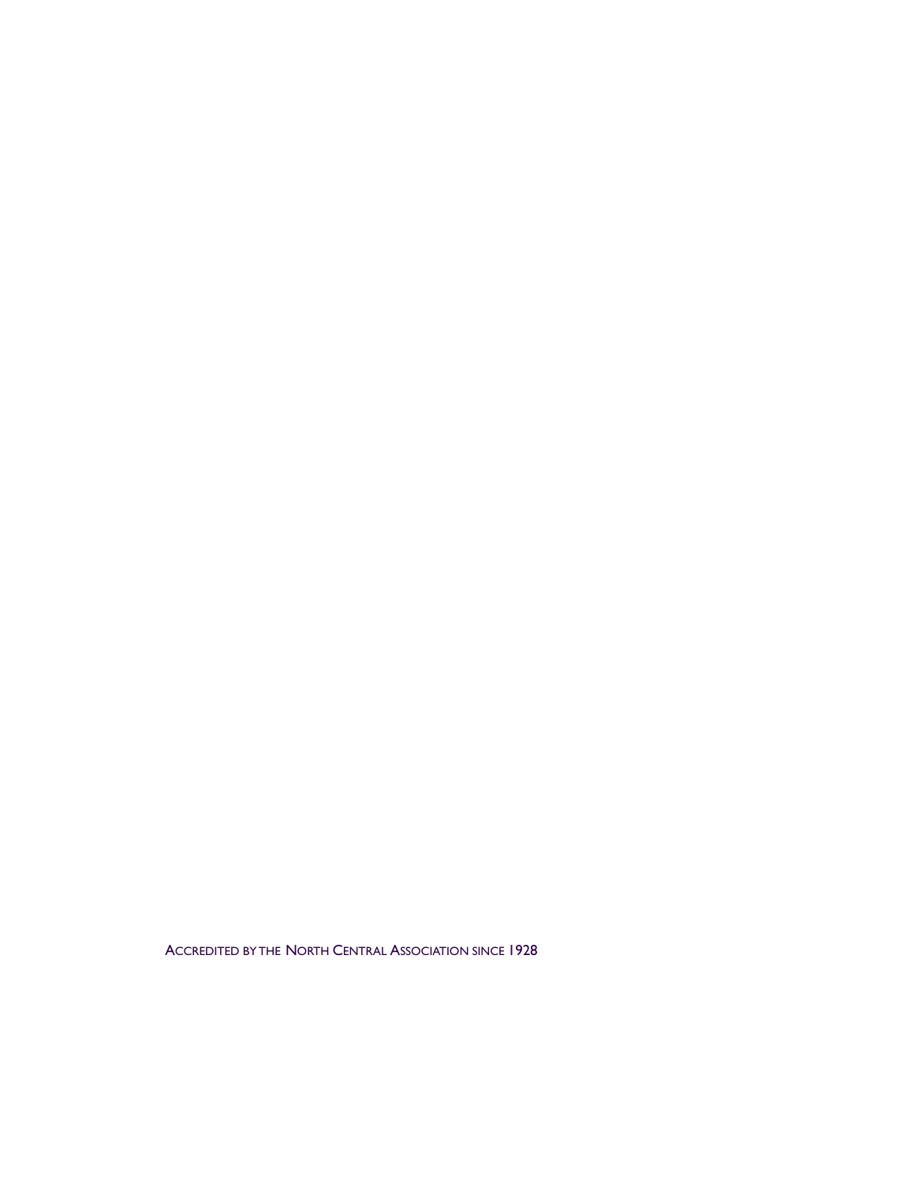ACCREDITED BY THE NORTH CENTRAL ASSOCIATION SINCE 1928